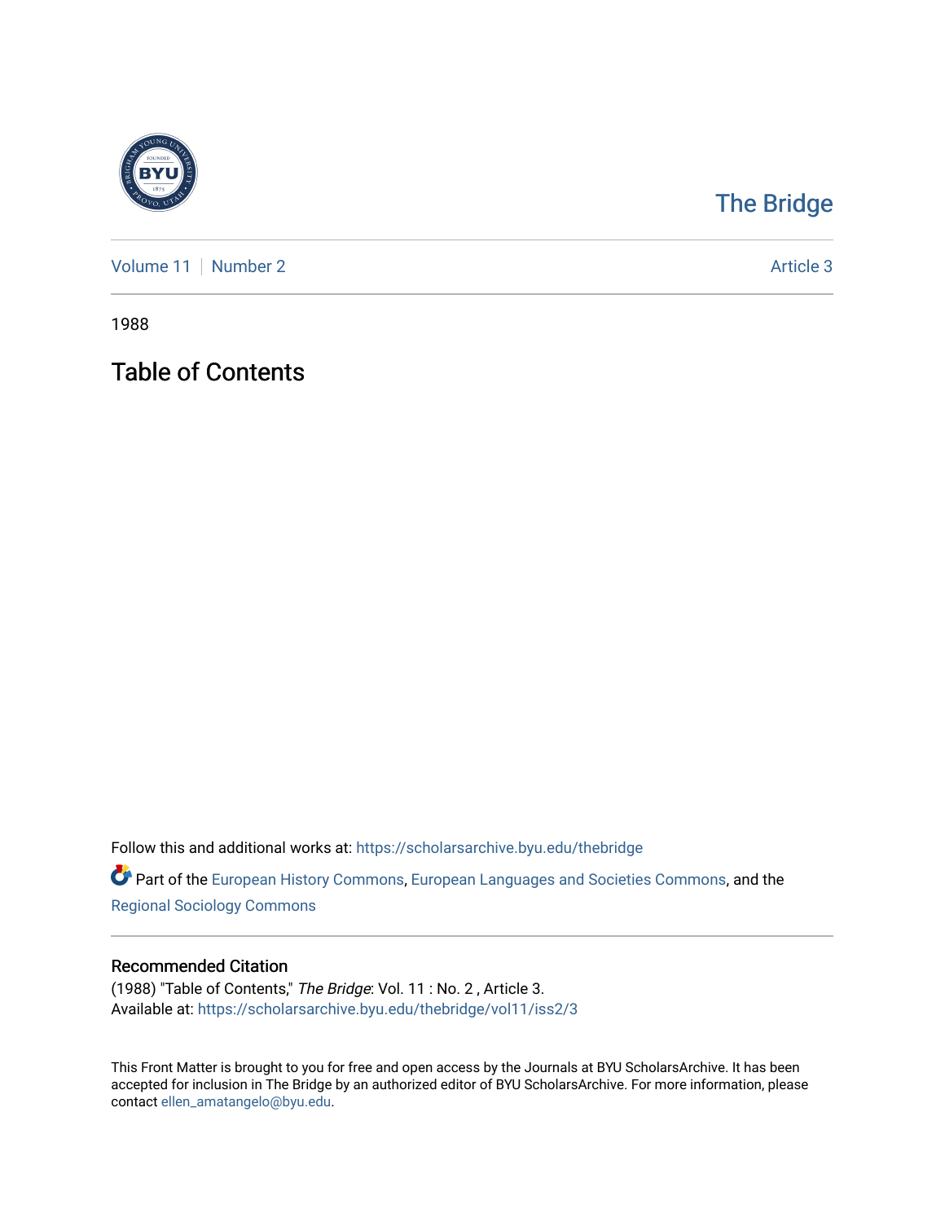# The Bridge

Volume 11 | Number 2 — Article 3

1988

## Table of Contents

Follow this and additional works at: https://scholarsarchive.byu.edu/thebridge

Part of the European History Commons, European Languages and Societies Commons, and the Regional Sociology Commons

### Recommended Citation

(1988) "Table of Contents," *The Bridge*: Vol. 11 : No. 2 , Article 3.
Available at: https://scholarsarchive.byu.edu/thebridge/vol11/iss2/3

This Front Matter is brought to you for free and open access by the Journals at BYU ScholarsArchive. It has been accepted for inclusion in The Bridge by an authorized editor of BYU ScholarsArchive. For more information, please contact ellen_amatangelo@byu.edu.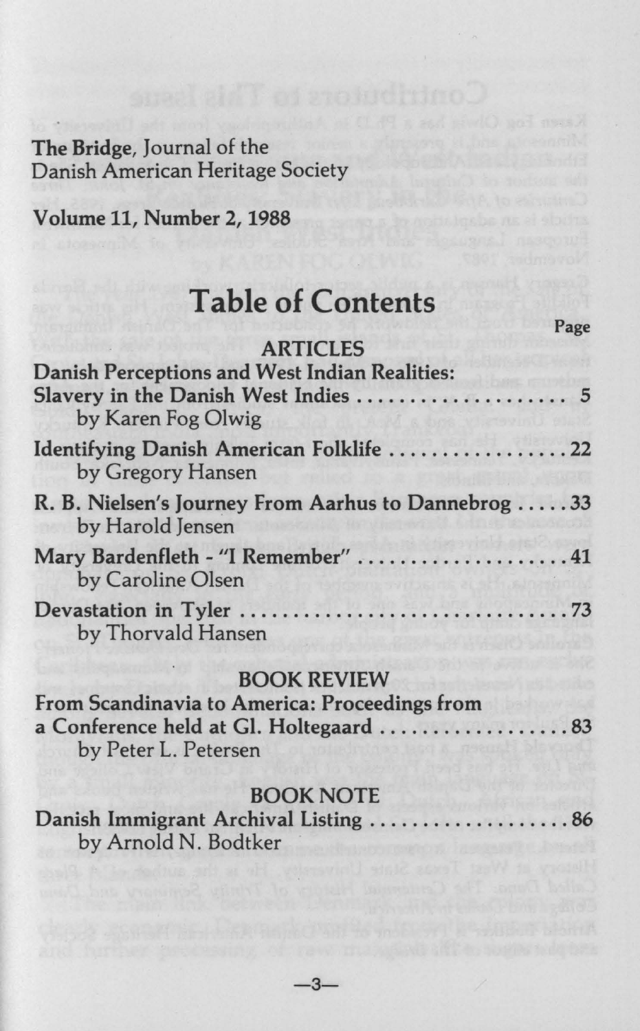**The Bridge**, Journal of the
Danish American Heritage Society

**Volume 11, Number 2, 1988**

# Table of Contents

Page

## ARTICLES

**Danish Perceptions and West Indian Realities: Slavery in the Danish West Indies** ..................... 5
by Karen Fog Olwig

**Identifying Danish American Folklife** ..................... 22
by Gregory Hansen

**R. B. Nielsen's Journey From Aarhus to Dannebrog** ..... 33
by Harold Jensen

**Mary Bardenfleth - "I Remember"** ..................... 41
by Caroline Olsen

**Devastation in Tyler** ..................... 73
by Thorvald Hansen

## BOOK REVIEW

**From Scandinavia to America: Proceedings from a Conference held at Gl. Holtegaard** ..................... 83
by Peter L. Petersen

## BOOK NOTE

**Danish Immigrant Archival Listing** ..................... 86
by Arnold N. Bodtker